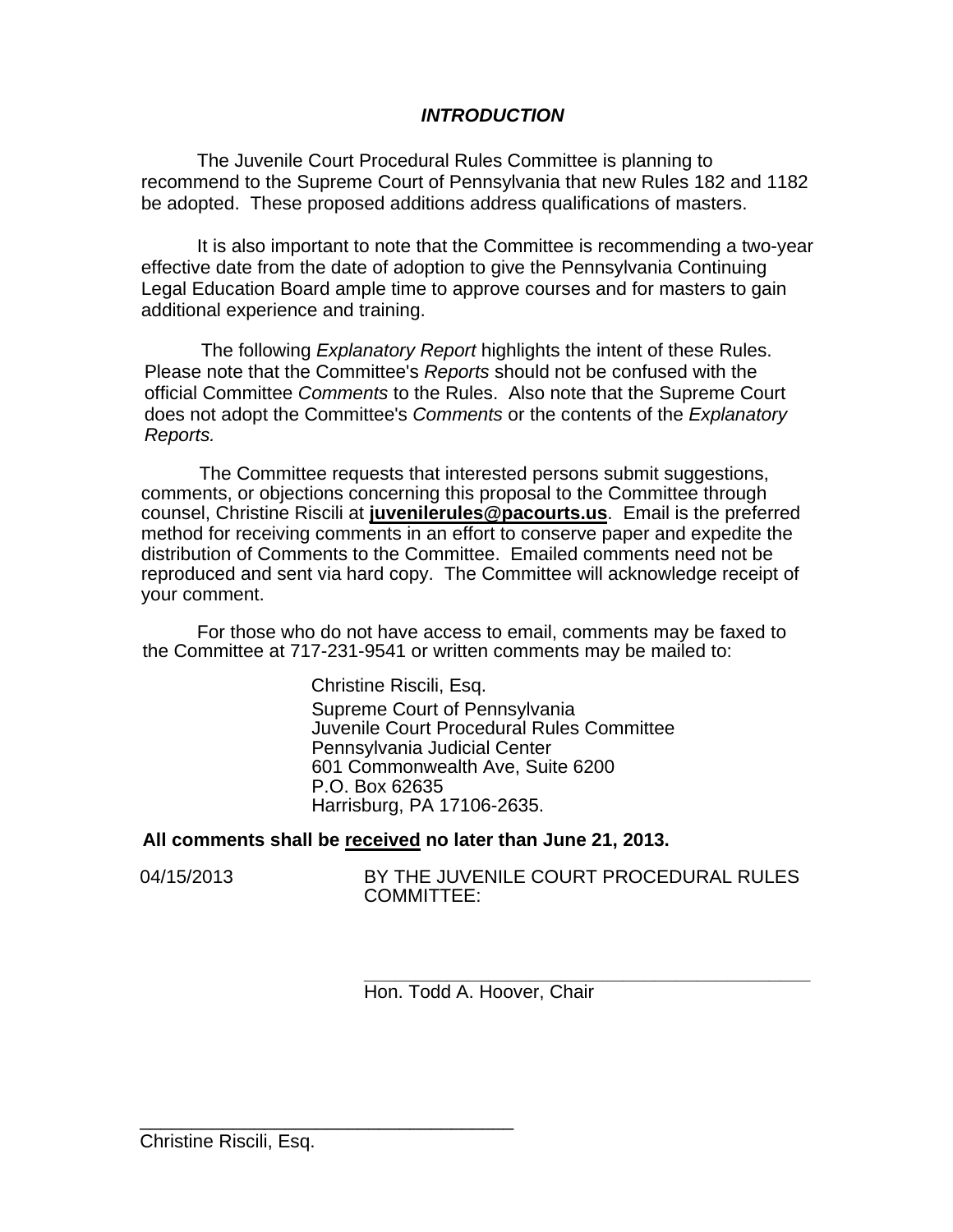# ***INTRODUCTION***

The Juvenile Court Procedural Rules Committee is planning to recommend to the Supreme Court of Pennsylvania that new Rules 182 and 1182 be adopted. These proposed additions address qualifications of masters.

It is also important to note that the Committee is recommending a two-year effective date from the date of adoption to give the Pennsylvania Continuing Legal Education Board ample time to approve courses and for masters to gain additional experience and training.

The following *Explanatory Report* highlights the intent of these Rules. Please note that the Committee's *Reports* should not be confused with the official Committee *Comments* to the Rules. Also note that the Supreme Court does not adopt the Committee's *Comments* or the contents of the *Explanatory Reports.*

The Committee requests that interested persons submit suggestions, comments, or objections concerning this proposal to the Committee through counsel, Christine Riscili at **juvenilerules@pacourts.us**. Email is the preferred method for receiving comments in an effort to conserve paper and expedite the distribution of Comments to the Committee. Emailed comments need not be reproduced and sent via hard copy. The Committee will acknowledge receipt of your comment.

For those who do not have access to email, comments may be faxed to the Committee at 717-231-9541 or written comments may be mailed to:

Christine Riscili, Esq.
Supreme Court of Pennsylvania
Juvenile Court Procedural Rules Committee
Pennsylvania Judicial Center
601 Commonwealth Ave, Suite 6200
P.O. Box 62635
Harrisburg, PA 17106-2635.

**All comments shall be received no later than June 21, 2013.**

04/15/2013

BY THE JUVENILE COURT PROCEDURAL RULES COMMITTEE:

______________________________________
Hon. Todd A. Hoover, Chair

______________________________________
Christine Riscili, Esq.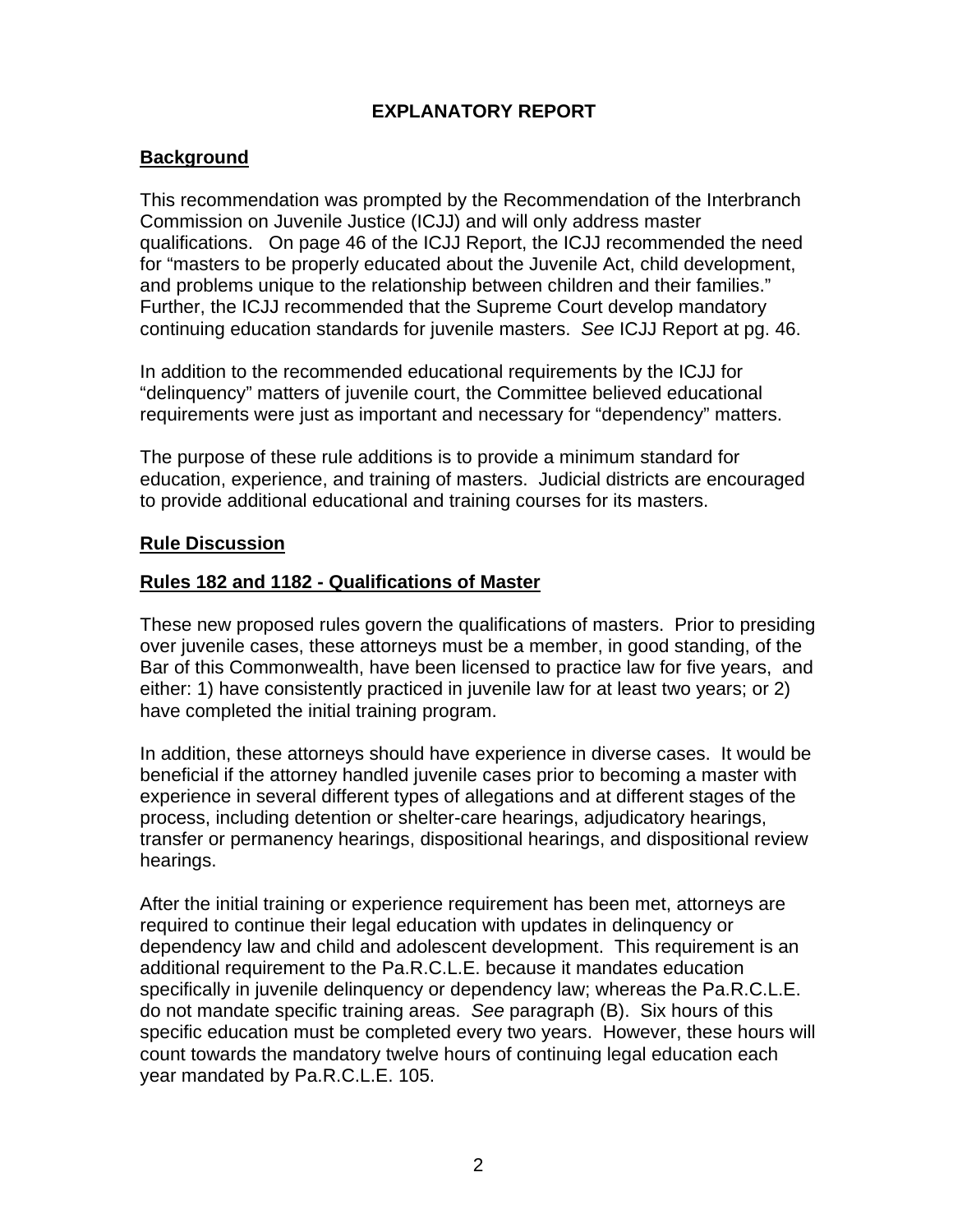# EXPLANATORY REPORT

## Background

This recommendation was prompted by the Recommendation of the Interbranch Commission on Juvenile Justice (ICJJ) and will only address master qualifications. On page 46 of the ICJJ Report, the ICJJ recommended the need for "masters to be properly educated about the Juvenile Act, child development, and problems unique to the relationship between children and their families." Further, the ICJJ recommended that the Supreme Court develop mandatory continuing education standards for juvenile masters. *See* ICJJ Report at pg. 46.

In addition to the recommended educational requirements by the ICJJ for "delinquency" matters of juvenile court, the Committee believed educational requirements were just as important and necessary for "dependency" matters.

The purpose of these rule additions is to provide a minimum standard for education, experience, and training of masters. Judicial districts are encouraged to provide additional educational and training courses for its masters.

## Rule Discussion

### Rules 182 and 1182 - Qualifications of Master

These new proposed rules govern the qualifications of masters. Prior to presiding over juvenile cases, these attorneys must be a member, in good standing, of the Bar of this Commonwealth, have been licensed to practice law for five years, and either: 1) have consistently practiced in juvenile law for at least two years; or 2) have completed the initial training program.

In addition, these attorneys should have experience in diverse cases. It would be beneficial if the attorney handled juvenile cases prior to becoming a master with experience in several different types of allegations and at different stages of the process, including detention or shelter-care hearings, adjudicatory hearings, transfer or permanency hearings, dispositional hearings, and dispositional review hearings.

After the initial training or experience requirement has been met, attorneys are required to continue their legal education with updates in delinquency or dependency law and child and adolescent development. This requirement is an additional requirement to the Pa.R.C.L.E. because it mandates education specifically in juvenile delinquency or dependency law; whereas the Pa.R.C.L.E. do not mandate specific training areas. *See* paragraph (B). Six hours of this specific education must be completed every two years. However, these hours will count towards the mandatory twelve hours of continuing legal education each year mandated by Pa.R.C.L.E. 105.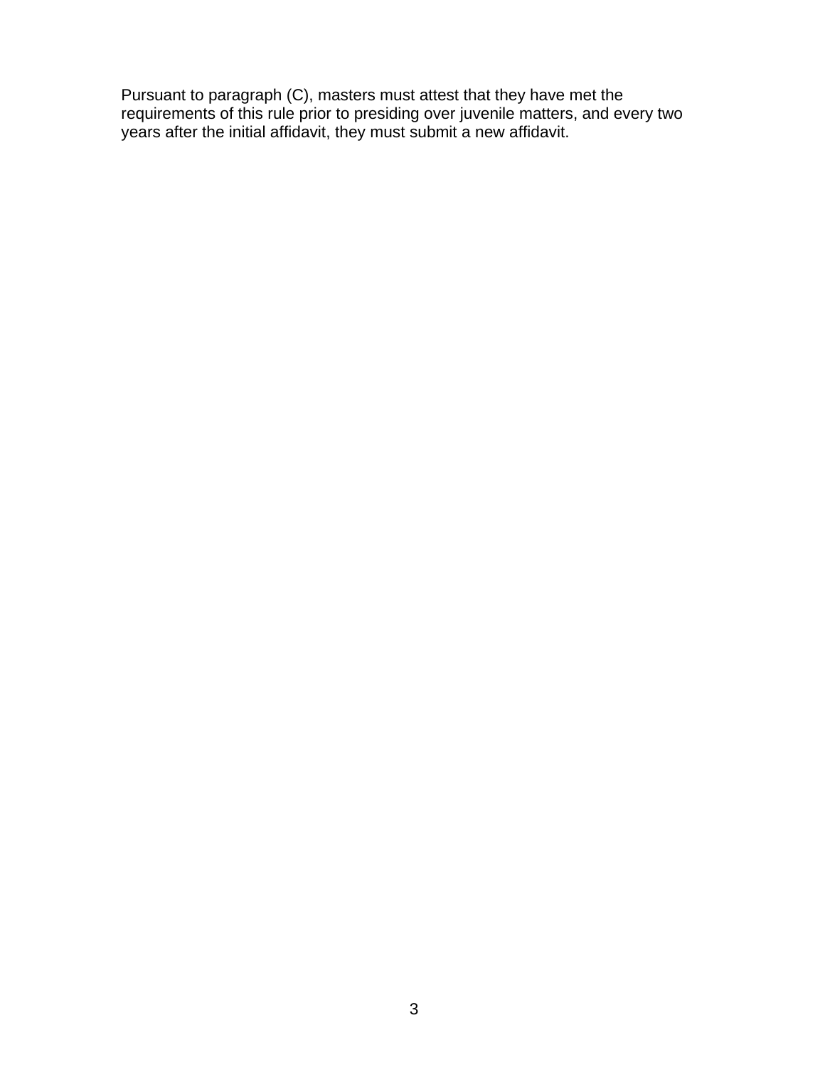Pursuant to paragraph (C), masters must attest that they have met the requirements of this rule prior to presiding over juvenile matters, and every two years after the initial affidavit, they must submit a new affidavit.